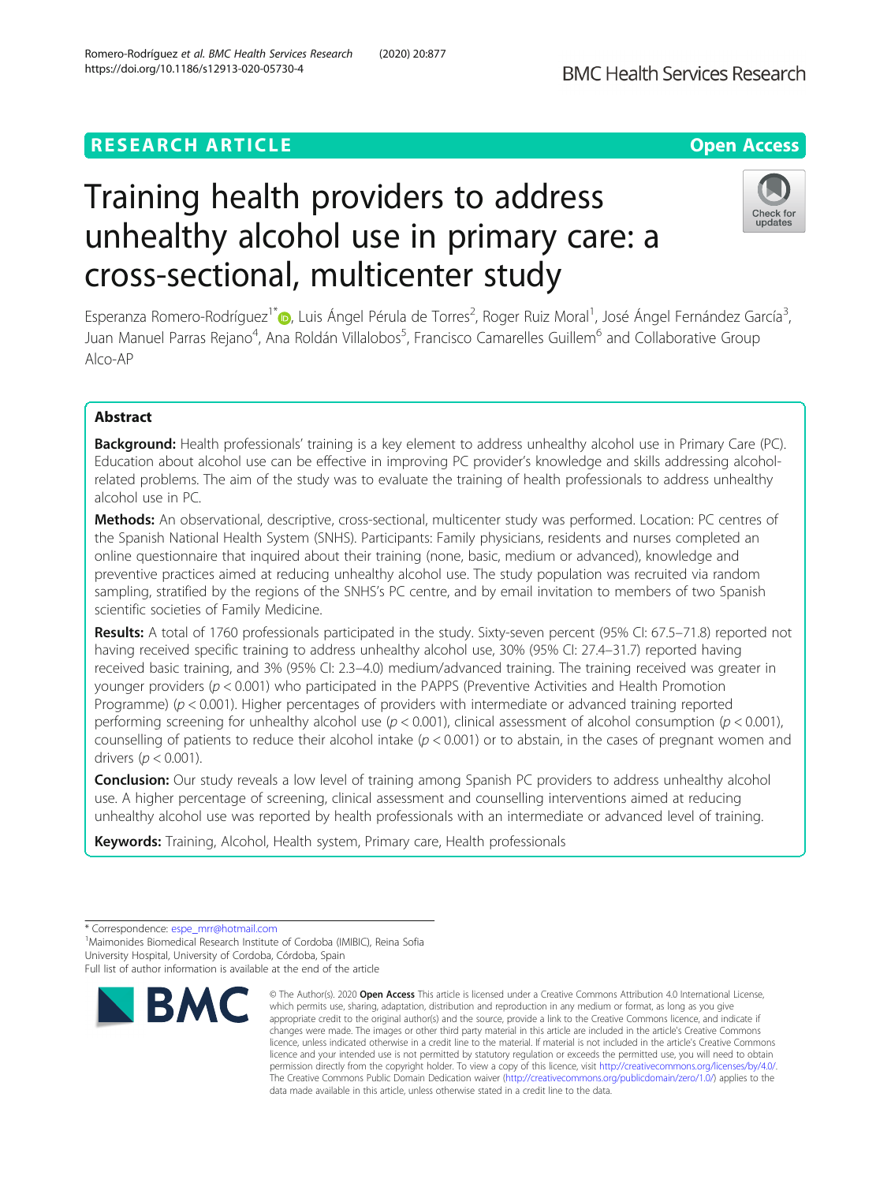RESEARCH ARTICLE

Open Access

# Training health providers to address unhealthy alcohol use in primary care: a cross-sectional, multicenter study

Esperanza Romero-Rodríguez[1*], Luis Ángel Pérula de Torres[2], Roger Ruiz Moral[1], José Ángel Fernández García[3], Juan Manuel Parras Rejano[4], Ana Roldán Villalobos[5], Francisco Camarelles Guillem[6] and Collaborative Group Alco-AP

## Abstract

**Background:** Health professionals' training is a key element to address unhealthy alcohol use in Primary Care (PC). Education about alcohol use can be effective in improving PC provider's knowledge and skills addressing alcohol-related problems. The aim of the study was to evaluate the training of health professionals to address unhealthy alcohol use in PC.

**Methods:** An observational, descriptive, cross-sectional, multicenter study was performed. Location: PC centres of the Spanish National Health System (SNHS). Participants: Family physicians, residents and nurses completed an online questionnaire that inquired about their training (none, basic, medium or advanced), knowledge and preventive practices aimed at reducing unhealthy alcohol use. The study population was recruited via random sampling, stratified by the regions of the SNHS's PC centre, and by email invitation to members of two Spanish scientific societies of Family Medicine.

**Results:** A total of 1760 professionals participated in the study. Sixty-seven percent (95% CI: 67.5–71.8) reported not having received specific training to address unhealthy alcohol use, 30% (95% CI: 27.4–31.7) reported having received basic training, and 3% (95% CI: 2.3–4.0) medium/advanced training. The training received was greater in younger providers ($p < 0.001$) who participated in the PAPPS (Preventive Activities and Health Promotion Programme) ($p < 0.001$). Higher percentages of providers with intermediate or advanced training reported performing screening for unhealthy alcohol use ($p < 0.001$), clinical assessment of alcohol consumption ($p < 0.001$), counselling of patients to reduce their alcohol intake ($p < 0.001$) or to abstain, in the cases of pregnant women and drivers ($p < 0.001$).

**Conclusion:** Our study reveals a low level of training among Spanish PC providers to address unhealthy alcohol use. A higher percentage of screening, clinical assessment and counselling interventions aimed at reducing unhealthy alcohol use was reported by health professionals with an intermediate or advanced level of training.

**Keywords:** Training, Alcohol, Health system, Primary care, Health professionals

---

* Correspondence: espe_mrr@hotmail.com
[1]Maimonides Biomedical Research Institute of Cordoba (IMIBIC), Reina Sofia University Hospital, University of Cordoba, Córdoba, Spain
Full list of author information is available at the end of the article

© The Author(s). 2020 **Open Access** This article is licensed under a Creative Commons Attribution 4.0 International License, which permits use, sharing, adaptation, distribution and reproduction in any medium or format, as long as you give appropriate credit to the original author(s) and the source, provide a link to the Creative Commons licence, and indicate if changes were made. The images or other third party material in this article are included in the article's Creative Commons licence, unless indicated otherwise in a credit line to the material. If material is not included in the article's Creative Commons licence and your intended use is not permitted by statutory regulation or exceeds the permitted use, you will need to obtain permission directly from the copyright holder. To view a copy of this licence, visit http://creativecommons.org/licenses/by/4.0/. The Creative Commons Public Domain Dedication waiver (http://creativecommons.org/publicdomain/zero/1.0/) applies to the data made available in this article, unless otherwise stated in a credit line to the data.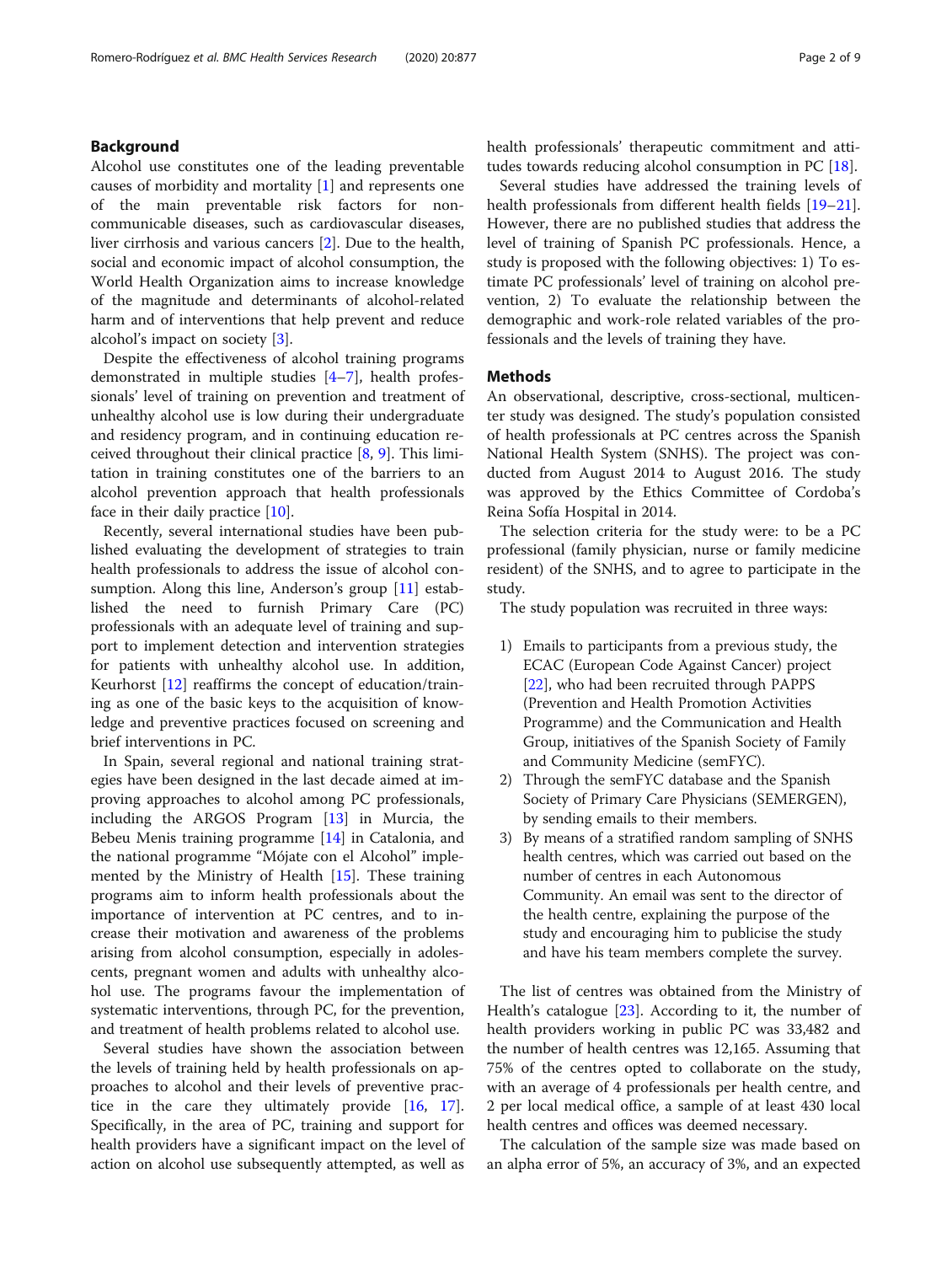## Background

Alcohol use constitutes one of the leading preventable causes of morbidity and mortality [1] and represents one of the main preventable risk factors for non-communicable diseases, such as cardiovascular diseases, liver cirrhosis and various cancers [2]. Due to the health, social and economic impact of alcohol consumption, the World Health Organization aims to increase knowledge of the magnitude and determinants of alcohol-related harm and of interventions that help prevent and reduce alcohol's impact on society [3].

Despite the effectiveness of alcohol training programs demonstrated in multiple studies [4–7], health professionals' level of training on prevention and treatment of unhealthy alcohol use is low during their undergraduate and residency program, and in continuing education received throughout their clinical practice [8, 9]. This limitation in training constitutes one of the barriers to an alcohol prevention approach that health professionals face in their daily practice [10].

Recently, several international studies have been published evaluating the development of strategies to train health professionals to address the issue of alcohol consumption. Along this line, Anderson's group [11] established the need to furnish Primary Care (PC) professionals with an adequate level of training and support to implement detection and intervention strategies for patients with unhealthy alcohol use. In addition, Keurhorst [12] reaffirms the concept of education/training as one of the basic keys to the acquisition of knowledge and preventive practices focused on screening and brief interventions in PC.

In Spain, several regional and national training strategies have been designed in the last decade aimed at improving approaches to alcohol among PC professionals, including the ARGOS Program [13] in Murcia, the Bebeu Menis training programme [14] in Catalonia, and the national programme "Mójate con el Alcohol" implemented by the Ministry of Health [15]. These training programs aim to inform health professionals about the importance of intervention at PC centres, and to increase their motivation and awareness of the problems arising from alcohol consumption, especially in adolescents, pregnant women and adults with unhealthy alcohol use. The programs favour the implementation of systematic interventions, through PC, for the prevention, and treatment of health problems related to alcohol use.

Several studies have shown the association between the levels of training held by health professionals on approaches to alcohol and their levels of preventive practice in the care they ultimately provide [16, 17]. Specifically, in the area of PC, training and support for health providers have a significant impact on the level of action on alcohol use subsequently attempted, as well as health professionals' therapeutic commitment and attitudes towards reducing alcohol consumption in PC [18].

Several studies have addressed the training levels of health professionals from different health fields [19–21]. However, there are no published studies that address the level of training of Spanish PC professionals. Hence, a study is proposed with the following objectives: 1) To estimate PC professionals' level of training on alcohol prevention, 2) To evaluate the relationship between the demographic and work-role related variables of the professionals and the levels of training they have.

## Methods

An observational, descriptive, cross-sectional, multicenter study was designed. The study's population consisted of health professionals at PC centres across the Spanish National Health System (SNHS). The project was conducted from August 2014 to August 2016. The study was approved by the Ethics Committee of Cordoba's Reina Sofía Hospital in 2014.

The selection criteria for the study were: to be a PC professional (family physician, nurse or family medicine resident) of the SNHS, and to agree to participate in the study.

The study population was recruited in three ways:

1) Emails to participants from a previous study, the ECAC (European Code Against Cancer) project [22], who had been recruited through PAPPS (Prevention and Health Promotion Activities Programme) and the Communication and Health Group, initiatives of the Spanish Society of Family and Community Medicine (semFYC).
2) Through the semFYC database and the Spanish Society of Primary Care Physicians (SEMERGEN), by sending emails to their members.
3) By means of a stratified random sampling of SNHS health centres, which was carried out based on the number of centres in each Autonomous Community. An email was sent to the director of the health centre, explaining the purpose of the study and encouraging him to publicise the study and have his team members complete the survey.

The list of centres was obtained from the Ministry of Health's catalogue [23]. According to it, the number of health providers working in public PC was 33,482 and the number of health centres was 12,165. Assuming that 75% of the centres opted to collaborate on the study, with an average of 4 professionals per health centre, and 2 per local medical office, a sample of at least 430 local health centres and offices was deemed necessary.

The calculation of the sample size was made based on an alpha error of 5%, an accuracy of 3%, and an expected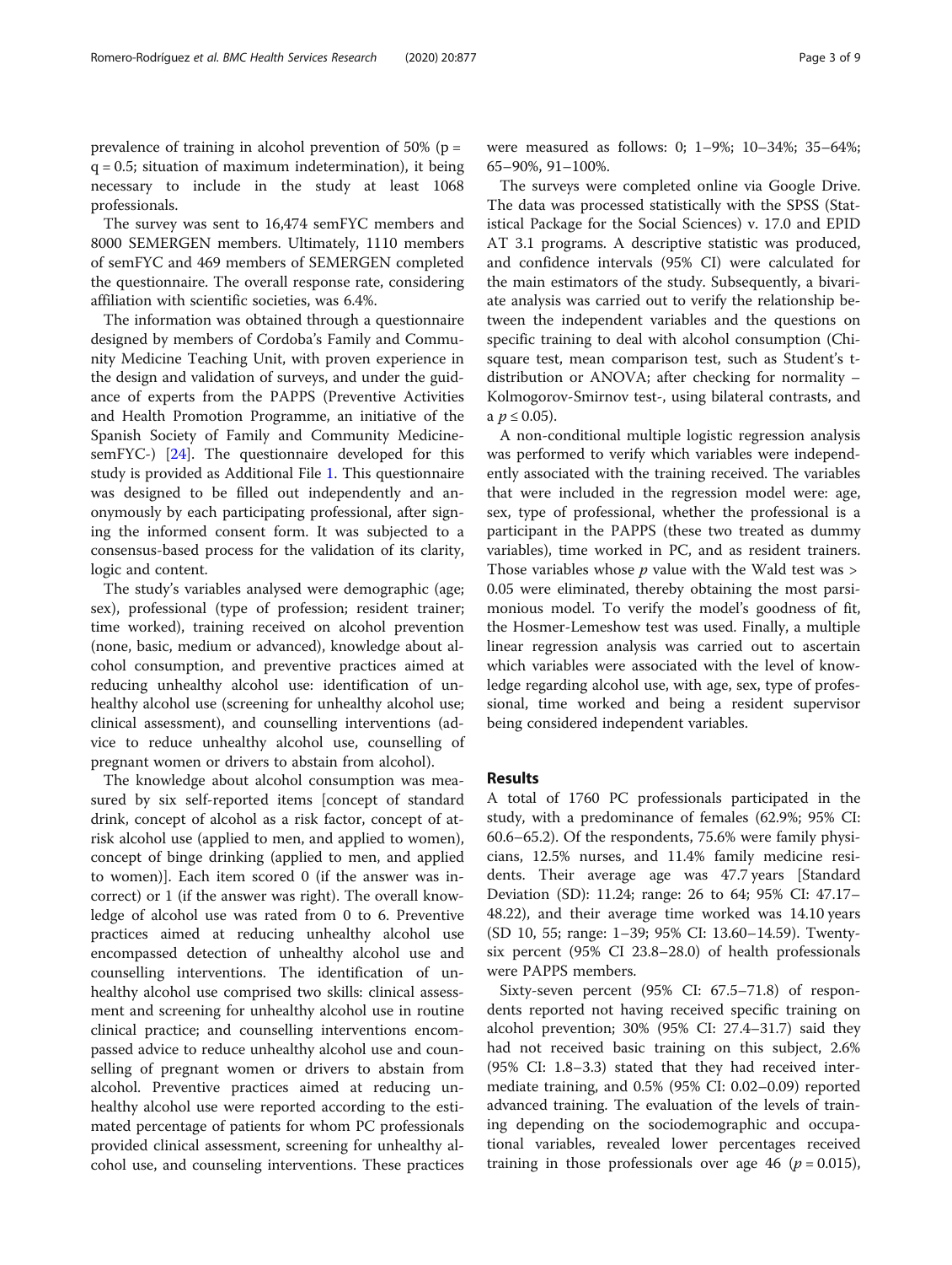prevalence of training in alcohol prevention of 50% (p = q = 0.5; situation of maximum indetermination), it being necessary to include in the study at least 1068 professionals.

The survey was sent to 16,474 semFYC members and 8000 SEMERGEN members. Ultimately, 1110 members of semFYC and 469 members of SEMERGEN completed the questionnaire. The overall response rate, considering affiliation with scientific societies, was 6.4%.

The information was obtained through a questionnaire designed by members of Cordoba's Family and Community Medicine Teaching Unit, with proven experience in the design and validation of surveys, and under the guidance of experts from the PAPPS (Preventive Activities and Health Promotion Programme, an initiative of the Spanish Society of Family and Community Medicine-semFYC-) [24]. The questionnaire developed for this study is provided as Additional File 1. This questionnaire was designed to be filled out independently and anonymously by each participating professional, after signing the informed consent form. It was subjected to a consensus-based process for the validation of its clarity, logic and content.

The study's variables analysed were demographic (age; sex), professional (type of profession; resident trainer; time worked), training received on alcohol prevention (none, basic, medium or advanced), knowledge about alcohol consumption, and preventive practices aimed at reducing unhealthy alcohol use: identification of unhealthy alcohol use (screening for unhealthy alcohol use; clinical assessment), and counselling interventions (advice to reduce unhealthy alcohol use, counselling of pregnant women or drivers to abstain from alcohol).

The knowledge about alcohol consumption was measured by six self-reported items [concept of standard drink, concept of alcohol as a risk factor, concept of at-risk alcohol use (applied to men, and applied to women), concept of binge drinking (applied to men, and applied to women)]. Each item scored 0 (if the answer was incorrect) or 1 (if the answer was right). The overall knowledge of alcohol use was rated from 0 to 6. Preventive practices aimed at reducing unhealthy alcohol use encompassed detection of unhealthy alcohol use and counselling interventions. The identification of unhealthy alcohol use comprised two skills: clinical assessment and screening for unhealthy alcohol use in routine clinical practice; and counselling interventions encompassed advice to reduce unhealthy alcohol use and counselling of pregnant women or drivers to abstain from alcohol. Preventive practices aimed at reducing unhealthy alcohol use were reported according to the estimated percentage of patients for whom PC professionals provided clinical assessment, screening for unhealthy alcohol use, and counseling interventions. These practices were measured as follows: 0; 1–9%; 10–34%; 35–64%; 65–90%, 91–100%.

The surveys were completed online via Google Drive. The data was processed statistically with the SPSS (Statistical Package for the Social Sciences) v. 17.0 and EPIDAT 3.1 programs. A descriptive statistic was produced, and confidence intervals (95% CI) were calculated for the main estimators of the study. Subsequently, a bivariate analysis was carried out to verify the relationship between the independent variables and the questions on specific training to deal with alcohol consumption (Chi-square test, mean comparison test, such as Student's t-distribution or ANOVA; after checking for normality – Kolmogorov-Smirnov test-, using bilateral contrasts, and a $p \leq 0.05$).

A non-conditional multiple logistic regression analysis was performed to verify which variables were independently associated with the training received. The variables that were included in the regression model were: age, sex, type of professional, whether the professional is a participant in the PAPPS (these two treated as dummy variables), time worked in PC, and as resident trainers. Those variables whose $p$ value with the Wald test was > 0.05 were eliminated, thereby obtaining the most parsimonious model. To verify the model's goodness of fit, the Hosmer-Lemeshow test was used. Finally, a multiple linear regression analysis was carried out to ascertain which variables were associated with the level of knowledge regarding alcohol use, with age, sex, type of professional, time worked and being a resident supervisor being considered independent variables.

## Results

A total of 1760 PC professionals participated in the study, with a predominance of females (62.9%; 95% CI: 60.6–65.2). Of the respondents, 75.6% were family physicians, 12.5% nurses, and 11.4% family medicine residents. Their average age was 47.7 years [Standard Deviation (SD): 11.24; range: 26 to 64; 95% CI: 47.17–48.22), and their average time worked was 14.10 years (SD 10, 55; range: 1–39; 95% CI: 13.60–14.59). Twenty-six percent (95% CI 23.8–28.0) of health professionals were PAPPS members.

Sixty-seven percent (95% CI: 67.5–71.8) of respondents reported not having received specific training on alcohol prevention; 30% (95% CI: 27.4–31.7) said they had not received basic training on this subject, 2.6% (95% CI: 1.8–3.3) stated that they had received intermediate training, and 0.5% (95% CI: 0.02–0.09) reported advanced training. The evaluation of the levels of training depending on the sociodemographic and occupational variables, revealed lower percentages received training in those professionals over age 46 ($p = 0.015$),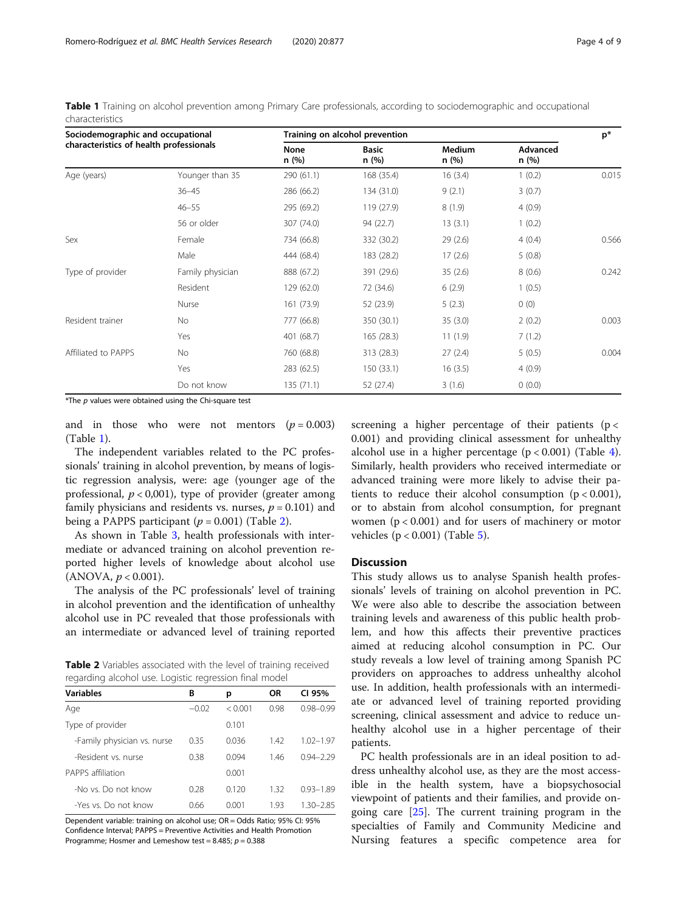**Table 1** Training on alcohol prevention among Primary Care professionals, according to sociodemographic and occupational characteristics

| Sociodemographic and occupational characteristics of health professionals | | Training on alcohol prevention | | | | p* |
|---|---|---|---|---|---|---|
| | | None n (%) | Basic n (%) | Medium n (%) | Advanced n (%) | |
| Age (years) | Younger than 35 | 290 (61.1) | 168 (35.4) | 16 (3.4) | 1 (0.2) | 0.015 |
| | 36–45 | 286 (66.2) | 134 (31.0) | 9 (2.1) | 3 (0.7) | |
| | 46–55 | 295 (69.2) | 119 (27.9) | 8 (1.9) | 4 (0.9) | |
| | 56 or older | 307 (74.0) | 94 (22.7) | 13 (3.1) | 1 (0.2) | |
| Sex | Female | 734 (66.8) | 332 (30.2) | 29 (2.6) | 4 (0.4) | 0.566 |
| | Male | 444 (68.4) | 183 (28.2) | 17 (2.6) | 5 (0.8) | |
| Type of provider | Family physician | 888 (67.2) | 391 (29.6) | 35 (2.6) | 8 (0.6) | 0.242 |
| | Resident | 129 (62.0) | 72 (34.6) | 6 (2.9) | 1 (0.5) | |
| | Nurse | 161 (73.9) | 52 (23.9) | 5 (2.3) | 0 (0) | |
| Resident trainer | No | 777 (66.8) | 350 (30.1) | 35 (3.0) | 2 (0.2) | 0.003 |
| | Yes | 401 (68.7) | 165 (28.3) | 11 (1.9) | 7 (1.2) | |
| Affiliated to PAPPS | No | 760 (68.8) | 313 (28.3) | 27 (2.4) | 5 (0.5) | 0.004 |
| | Yes | 283 (62.5) | 150 (33.1) | 16 (3.5) | 4 (0.9) | |
| | Do not know | 135 (71.1) | 52 (27.4) | 3 (1.6) | 0 (0.0) | |

*The *p* values were obtained using the Chi-square test

and in those who were not mentors ($p = 0.003$) (Table 1).

The independent variables related to the PC professionals' training in alcohol prevention, by means of logistic regression analysis, were: age (younger age of the professional, $p < 0{,}001$), type of provider (greater among family physicians and residents vs. nurses, $p = 0.101$) and being a PAPPS participant ($p = 0.001$) (Table 2).

As shown in Table 3, health professionals with intermediate or advanced training on alcohol prevention reported higher levels of knowledge about alcohol use (ANOVA, $p < 0.001$).

The analysis of the PC professionals' level of training in alcohol prevention and the identification of unhealthy alcohol use in PC revealed that those professionals with an intermediate or advanced level of training reported screening a higher percentage of their patients ($p < 0.001$) and providing clinical assessment for unhealthy alcohol use in a higher percentage ($p < 0.001$) (Table 4). Similarly, health providers who received intermediate or advanced training were more likely to advise their patients to reduce their alcohol consumption ($p < 0.001$), or to abstain from alcohol consumption, for pregnant women ($p < 0.001$) and for users of machinery or motor vehicles ($p < 0.001$) (Table 5).

**Table 2** Variables associated with the level of training received regarding alcohol use. Logistic regression final model

| Variables | B | p | OR | CI 95% |
|---|---|---|---|---|
| Age | −0.02 | < 0.001 | 0.98 | 0.98–0.99 |
| Type of provider | | 0.101 | | |
| -Family physician vs. nurse | 0.35 | 0.036 | 1.42 | 1.02–1.97 |
| -Resident vs. nurse | 0.38 | 0.094 | 1.46 | 0.94–2.29 |
| PAPPS affiliation | | 0.001 | | |
| -No vs. Do not know | 0.28 | 0.120 | 1.32 | 0.93–1.89 |
| -Yes vs. Do not know | 0.66 | 0.001 | 1.93 | 1.30–2.85 |

Dependent variable: training on alcohol use; OR = Odds Ratio; 95% CI: 95% Confidence Interval; PAPPS = Preventive Activities and Health Promotion Programme; Hosmer and Lemeshow test = 8.485; $p = 0.388$

## Discussion

This study allows us to analyse Spanish health professionals' levels of training on alcohol prevention in PC. We were also able to describe the association between training levels and awareness of this public health problem, and how this affects their preventive practices aimed at reducing alcohol consumption in PC. Our study reveals a low level of training among Spanish PC providers on approaches to address unhealthy alcohol use. In addition, health professionals with an intermediate or advanced level of training reported providing screening, clinical assessment and advice to reduce unhealthy alcohol use in a higher percentage of their patients.

PC health professionals are in an ideal position to address unhealthy alcohol use, as they are the most accessible in the health system, have a biopsychosocial viewpoint of patients and their families, and provide ongoing care [25]. The current training program in the specialties of Family and Community Medicine and Nursing features a specific competence area for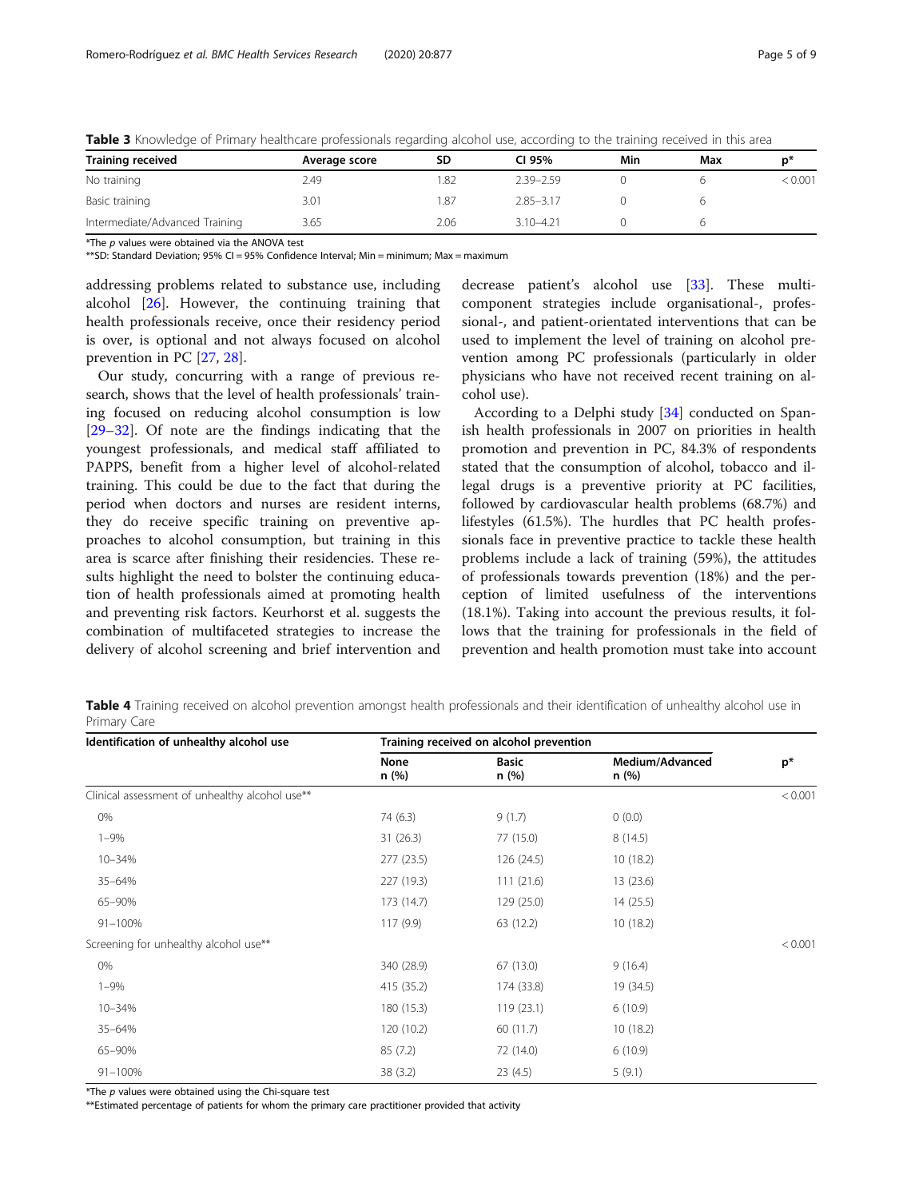**Table 3** Knowledge of Primary healthcare professionals regarding alcohol use, according to the training received in this area

| Training received | Average score | SD | CI 95% | Min | Max | p* |
|---|---|---|---|---|---|---|
| No training | 2.49 | 1.82 | 2.39–2.59 | 0 | 6 | < 0.001 |
| Basic training | 3.01 | 1.87 | 2.85–3.17 | 0 | 6 | |
| Intermediate/Advanced Training | 3.65 | 2.06 | 3.10–4.21 | 0 | 6 | |

*The *p* values were obtained via the ANOVA test
**SD: Standard Deviation; 95% CI = 95% Confidence Interval; Min = minimum; Max = maximum

addressing problems related to substance use, including alcohol [26]. However, the continuing training that health professionals receive, once their residency period is over, is optional and not always focused on alcohol prevention in PC [27, 28].

Our study, concurring with a range of previous research, shows that the level of health professionals' training focused on reducing alcohol consumption is low [29–32]. Of note are the findings indicating that the youngest professionals, and medical staff affiliated to PAPPS, benefit from a higher level of alcohol-related training. This could be due to the fact that during the period when doctors and nurses are resident interns, they do receive specific training on preventive approaches to alcohol consumption, but training in this area is scarce after finishing their residencies. These results highlight the need to bolster the continuing education of health professionals aimed at promoting health and preventing risk factors. Keurhorst et al. suggests the combination of multifaceted strategies to increase the delivery of alcohol screening and brief intervention and decrease patient's alcohol use [33]. These multicomponent strategies include organisational-, professional-, and patient-orientated interventions that can be used to implement the level of training on alcohol prevention among PC professionals (particularly in older physicians who have not received recent training on alcohol use).

According to a Delphi study [34] conducted on Spanish health professionals in 2007 on priorities in health promotion and prevention in PC, 84.3% of respondents stated that the consumption of alcohol, tobacco and illegal drugs is a preventive priority at PC facilities, followed by cardiovascular health problems (68.7%) and lifestyles (61.5%). The hurdles that PC health professionals face in preventive practice to tackle these health problems include a lack of training (59%), the attitudes of professionals towards prevention (18%) and the perception of limited usefulness of the interventions (18.1%). Taking into account the previous results, it follows that the training for professionals in the field of prevention and health promotion must take into account

**Table 4** Training received on alcohol prevention amongst health professionals and their identification of unhealthy alcohol use in Primary Care

| Identification of unhealthy alcohol use | Training received on alcohol prevention | | | |
|---|---|---|---|---|
| | None n (%) | Basic n (%) | Medium/Advanced n (%) | p* |
| Clinical assessment of unhealthy alcohol use** | | | | < 0.001 |
| 0% | 74 (6.3) | 9 (1.7) | 0 (0.0) | |
| 1–9% | 31 (26.3) | 77 (15.0) | 8 (14.5) | |
| 10–34% | 277 (23.5) | 126 (24.5) | 10 (18.2) | |
| 35–64% | 227 (19.3) | 111 (21.6) | 13 (23.6) | |
| 65–90% | 173 (14.7) | 129 (25.0) | 14 (25.5) | |
| 91–100% | 117 (9.9) | 63 (12.2) | 10 (18.2) | |
| Screening for unhealthy alcohol use** | | | | < 0.001 |
| 0% | 340 (28.9) | 67 (13.0) | 9 (16.4) | |
| 1–9% | 415 (35.2) | 174 (33.8) | 19 (34.5) | |
| 10–34% | 180 (15.3) | 119 (23.1) | 6 (10.9) | |
| 35–64% | 120 (10.2) | 60 (11.7) | 10 (18.2) | |
| 65–90% | 85 (7.2) | 72 (14.0) | 6 (10.9) | |
| 91–100% | 38 (3.2) | 23 (4.5) | 5 (9.1) | |

*The *p* values were obtained using the Chi-square test
**Estimated percentage of patients for whom the primary care practitioner provided that activity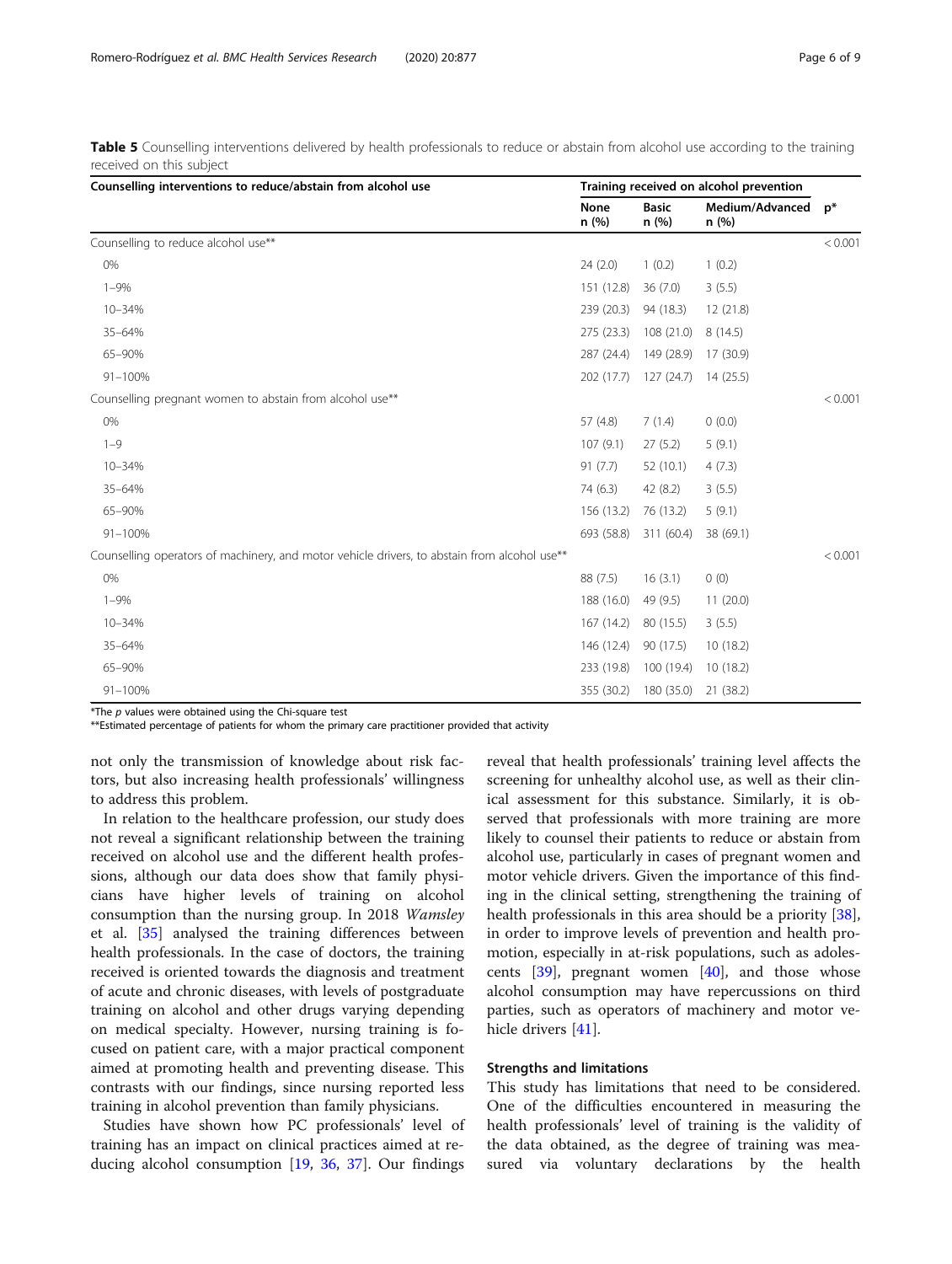**Table 5** Counselling interventions delivered by health professionals to reduce or abstain from alcohol use according to the training received on this subject

| Counselling interventions to reduce/abstain from alcohol use | Training received on alcohol prevention | | | |
|---|---|---|---|---|
| | None n (%) | Basic n (%) | Medium/Advanced n (%) | p* |
| Counselling to reduce alcohol use** | | | | < 0.001 |
| 0% | 24 (2.0) | 1 (0.2) | 1 (0.2) | |
| 1–9% | 151 (12.8) | 36 (7.0) | 3 (5.5) | |
| 10–34% | 239 (20.3) | 94 (18.3) | 12 (21.8) | |
| 35–64% | 275 (23.3) | 108 (21.0) | 8 (14.5) | |
| 65–90% | 287 (24.4) | 149 (28.9) | 17 (30.9) | |
| 91–100% | 202 (17.7) | 127 (24.7) | 14 (25.5) | |
| Counselling pregnant women to abstain from alcohol use** | | | | < 0.001 |
| 0% | 57 (4.8) | 7 (1.4) | 0 (0.0) | |
| 1–9 | 107 (9.1) | 27 (5.2) | 5 (9.1) | |
| 10–34% | 91 (7.7) | 52 (10.1) | 4 (7.3) | |
| 35–64% | 74 (6.3) | 42 (8.2) | 3 (5.5) | |
| 65–90% | 156 (13.2) | 76 (13.2) | 5 (9.1) | |
| 91–100% | 693 (58.8) | 311 (60.4) | 38 (69.1) | |
| Counselling operators of machinery, and motor vehicle drivers, to abstain from alcohol use** | | | | < 0.001 |
| 0% | 88 (7.5) | 16 (3.1) | 0 (0) | |
| 1–9% | 188 (16.0) | 49 (9.5) | 11 (20.0) | |
| 10–34% | 167 (14.2) | 80 (15.5) | 3 (5.5) | |
| 35–64% | 146 (12.4) | 90 (17.5) | 10 (18.2) | |
| 65–90% | 233 (19.8) | 100 (19.4) | 10 (18.2) | |
| 91–100% | 355 (30.2) | 180 (35.0) | 21 (38.2) | |

*The *p* values were obtained using the Chi-square test
**Estimated percentage of patients for whom the primary care practitioner provided that activity

not only the transmission of knowledge about risk factors, but also increasing health professionals' willingness to address this problem.

In relation to the healthcare profession, our study does not reveal a significant relationship between the training received on alcohol use and the different health professions, although our data does show that family physicians have higher levels of training on alcohol consumption than the nursing group. In 2018 *Wamsley* et al. [35] analysed the training differences between health professionals. In the case of doctors, the training received is oriented towards the diagnosis and treatment of acute and chronic diseases, with levels of postgraduate training on alcohol and other drugs varying depending on medical specialty. However, nursing training is focused on patient care, with a major practical component aimed at promoting health and preventing disease. This contrasts with our findings, since nursing reported less training in alcohol prevention than family physicians.

Studies have shown how PC professionals' level of training has an impact on clinical practices aimed at reducing alcohol consumption [19, 36, 37]. Our findings reveal that health professionals' training level affects the screening for unhealthy alcohol use, as well as their clinical assessment for this substance. Similarly, it is observed that professionals with more training are more likely to counsel their patients to reduce or abstain from alcohol use, particularly in cases of pregnant women and motor vehicle drivers. Given the importance of this finding in the clinical setting, strengthening the training of health professionals in this area should be a priority [38], in order to improve levels of prevention and health promotion, especially in at-risk populations, such as adolescents [39], pregnant women [40], and those whose alcohol consumption may have repercussions on third parties, such as operators of machinery and motor vehicle drivers [41].

### Strengths and limitations

This study has limitations that need to be considered. One of the difficulties encountered in measuring the health professionals' level of training is the validity of the data obtained, as the degree of training was measured via voluntary declarations by the health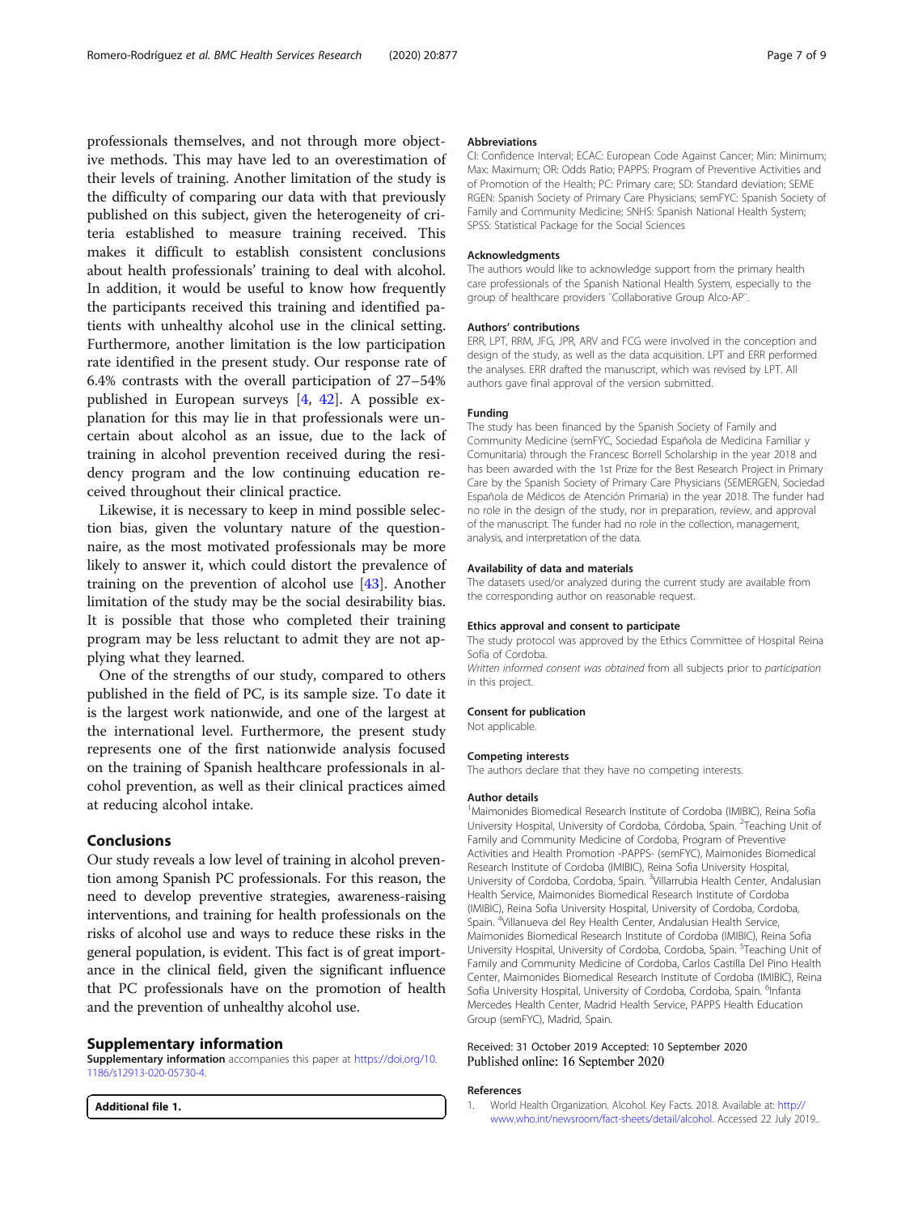professionals themselves, and not through more objective methods. This may have led to an overestimation of their levels of training. Another limitation of the study is the difficulty of comparing our data with that previously published on this subject, given the heterogeneity of criteria established to measure training received. This makes it difficult to establish consistent conclusions about health professionals' training to deal with alcohol. In addition, it would be useful to know how frequently the participants received this training and identified patients with unhealthy alcohol use in the clinical setting. Furthermore, another limitation is the low participation rate identified in the present study. Our response rate of 6.4% contrasts with the overall participation of 27–54% published in European surveys [4, 42]. A possible explanation for this may lie in that professionals were uncertain about alcohol as an issue, due to the lack of training in alcohol prevention received during the residency program and the low continuing education received throughout their clinical practice.

Likewise, it is necessary to keep in mind possible selection bias, given the voluntary nature of the questionnaire, as the most motivated professionals may be more likely to answer it, which could distort the prevalence of training on the prevention of alcohol use [43]. Another limitation of the study may be the social desirability bias. It is possible that those who completed their training program may be less reluctant to admit they are not applying what they learned.

One of the strengths of our study, compared to others published in the field of PC, is its sample size. To date it is the largest work nationwide, and one of the largest at the international level. Furthermore, the present study represents one of the first nationwide analysis focused on the training of Spanish healthcare professionals in alcohol prevention, as well as their clinical practices aimed at reducing alcohol intake.

## Conclusions

Our study reveals a low level of training in alcohol prevention among Spanish PC professionals. For this reason, the need to develop preventive strategies, awareness-raising interventions, and training for health professionals on the risks of alcohol use and ways to reduce these risks in the general population, is evident. This fact is of great importance in the clinical field, given the significant influence that PC professionals have on the promotion of health and the prevention of unhealthy alcohol use.

## Supplementary information

**Supplementary information** accompanies this paper at https://doi.org/10.1186/s12913-020-05730-4.

**Additional file 1.**

#### Abbreviations

CI: Confidence Interval; ECAC: European Code Against Cancer; Min: Minimum; Max: Maximum; OR: Odds Ratio; PAPPS: Program of Preventive Activities and of Promotion of the Health; PC: Primary care; SD: Standard deviation; SEMERGEN: Spanish Society of Primary Care Physicians; semFYC: Spanish Society of Family and Community Medicine; SNHS: Spanish National Health System; SPSS: Statistical Package for the Social Sciences

#### Acknowledgments

The authors would like to acknowledge support from the primary health care professionals of the Spanish National Health System, especially to the group of healthcare providers "Collaborative Group Alco-AP".

#### Authors' contributions

ERR, LPT, RRM, JFG, JPR, ARV and FCG were involved in the conception and design of the study, as well as the data acquisition. LPT and ERR performed the analyses. ERR drafted the manuscript, which was revised by LPT. All authors gave final approval of the version submitted.

#### Funding

The study has been financed by the Spanish Society of Family and Community Medicine (semFYC, Sociedad Española de Medicina Familiar y Comunitaria) through the Francesc Borrell Scholarship in the year 2018 and has been awarded with the 1st Prize for the Best Research Project in Primary Care by the Spanish Society of Primary Care Physicians (SEMERGEN, Sociedad Española de Médicos de Atención Primaria) in the year 2018. The funder had no role in the design of the study, nor in preparation, review, and approval of the manuscript. The funder had no role in the collection, management, analysis, and interpretation of the data.

#### Availability of data and materials

The datasets used/or analyzed during the current study are available from the corresponding author on reasonable request.

#### Ethics approval and consent to participate

The study protocol was approved by the Ethics Committee of Hospital Reina Sofía of Cordoba.

*Written informed consent was obtained* from all subjects prior to *participation* in this project.

#### Consent for publication

Not applicable.

#### Competing interests

The authors declare that they have no competing interests.

#### Author details

[1]Maimonides Biomedical Research Institute of Cordoba (IMIBIC), Reina Sofia University Hospital, University of Cordoba, Córdoba, Spain. [2]Teaching Unit of Family and Community Medicine of Cordoba, Program of Preventive Activities and Health Promotion -PAPPS- (semFYC), Maimonides Biomedical Research Institute of Cordoba (IMIBIC), Reina Sofia University Hospital, University of Cordoba, Cordoba, Spain. [3]Villarrubia Health Center, Andalusian Health Service, Maimonides Biomedical Research Institute of Cordoba (IMIBIC), Reina Sofia University Hospital, University of Cordoba, Cordoba, Spain. [4]Villanueva del Rey Health Center, Andalusian Health Service, Maimonides Biomedical Research Institute of Cordoba (IMIBIC), Reina Sofia University Hospital, University of Cordoba, Cordoba, Spain. [5]Teaching Unit of Family and Community Medicine of Cordoba, Carlos Castilla Del Pino Health Center, Maimonides Biomedical Research Institute of Cordoba (IMIBIC), Reina Sofia University Hospital, University of Cordoba, Cordoba, Spain. [6]Infanta Mercedes Health Center, Madrid Health Service, PAPPS Health Education Group (semFYC), Madrid, Spain.

Received: 31 October 2019 Accepted: 10 September 2020
Published online: 16 September 2020

#### References

1. World Health Organization. Alcohol. Key Facts. 2018. Available at: http://www.who.int/newsroom/fact-sheets/detail/alcohol. Accessed 22 July 2019..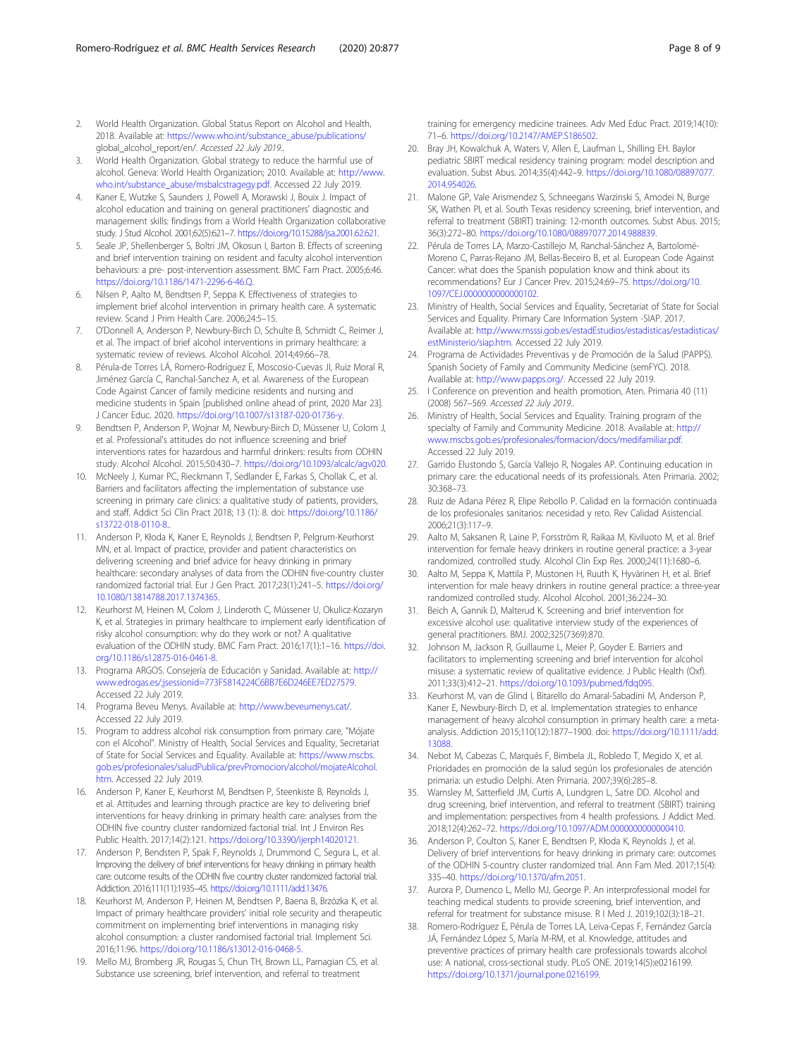2. World Health Organization. Global Status Report on Alcohol and Health, 2018. Available at: https://www.who.int/substance_abuse/publications/global_alcohol_report/en/. *Accessed 22 July 2019.*.
3. World Health Organization. Global strategy to reduce the harmful use of alcohol. Geneva: World Health Organization; 2010. Available at: http://www.who.int/substance_abuse/msbalcstragegy.pdf. Accessed 22 July 2019.
4. Kaner E, Wutzke S, Saunders J, Powell A, Morawski J, Bouix J. Impact of alcohol education and training on general practitioners' diagnostic and management skills: findings from a World Health Organization collaborative study. J Stud Alcohol. 2001;62(5):621–7. https://doi.org/10.15288/jsa.2001.62.621.
5. Seale JP, Shellenberger S, Boltri JM, Okosun I, Barton B. Effects of screening and brief intervention training on resident and faculty alcohol intervention behaviours: a pre- post-intervention assessment. BMC Fam Pract. 2005;6:46. https://doi.org/10.1186/1471-2296-6-46.Q.
6. Nilsen P, Aalto M, Bendtsen P, Seppa K. Effectiveness of strategies to implement brief alcohol intervention in primary health care. A systematic review. Scand J Prim Health Care. 2006;24:5–15.
7. O'Donnell A, Anderson P, Newbury-Birch D, Schulte B, Schmidt C, Reimer J, et al. The impact of brief alcohol interventions in primary healthcare: a systematic review of reviews. Alcohol Alcohol. 2014;49:66–78.
8. Pérula-de Torres LÁ, Romero-Rodríguez E, Moscosio-Cuevas JI, Ruiz Moral R, Jiménez García C, Ranchal-Sanchez A, et al. Awareness of the European Code Against Cancer of family medicine residents and nursing and medicine students in Spain [published online ahead of print, 2020 Mar 23]. J Cancer Educ. 2020. https://doi.org/10.1007/s13187-020-01736-y.
9. Bendtsen P, Anderson P, Wojnar M, Newbury-Birch D, Müssener U, Colom J, et al. Professional's attitudes do not influence screening and brief interventions rates for hazardous and harmful drinkers: results from ODHIN study. Alcohol Alcohol. 2015;50:430–7. https://doi.org/10.1093/alcalc/agv020.
10. McNeely J, Kumar PC, Rieckmann T, Sedlander E, Farkas S, Chollak C, et al. Barriers and facilitators affecting the implementation of substance use screening in primary care clinics: a qualitative study of patients, providers, and staff. Addict Sci Clin Pract 2018; 13 (1): 8. doi: https://doi.org/10.1186/s13722-018-0110-8..
11. Anderson P, Kłoda K, Kaner E, Reynolds J, Bendtsen P, Pelgrum-Keurhorst MN, et al. Impact of practice, provider and patient characteristics on delivering screening and brief advice for heavy drinking in primary healthcare: secondary analyses of data from the ODHIN five-country cluster randomized factorial trial. Eur J Gen Pract. 2017;23(1):241–5. https://doi.org/10.1080/13814788.2017.1374365.
12. Keurhorst M, Heinen M, Colom J, Linderoth C, Müssener U, Okulicz-Kozaryn K, et al. Strategies in primary healthcare to implement early identification of risky alcohol consumption: why do they work or not? A qualitative evaluation of the ODHIN study. BMC Fam Pract. 2016;17(1):1–16. https://doi.org/10.1186/s12875-016-0461-8.
13. Programa ARGOS. Consejería de Educación y Sanidad. Available at: http://www.edrogas.es/;jsessionid=773F5814224C6BB7E6D246EE7ED27579. Accessed 22 July 2019.
14. Programa Beveu Menys. Available at: http://www.beveumenys.cat/. Accessed 22 July 2019.
15. Program to address alcohol risk consumption from primary care, "Mójate con el Alcohol". Ministry of Health, Social Services and Equality, Secretariat of State for Social Services and Equality. Available at: https://www.mscbs.gob.es/profesionales/saludPublica/prevPromocion/alcohol/mojateAlcohol.htm. Accessed 22 July 2019.
16. Anderson P, Kaner E, Keurhorst M, Bendtsen P, Steenkiste B, Reynolds J, et al. Attitudes and learning through practice are key to delivering brief interventions for heavy drinking in primary health care: analyses from the ODHIN five country cluster randomized factorial trial. Int J Environ Res Public Health. 2017;14(2):121. https://doi.org/10.3390/ijerph14020121.
17. Anderson P, Bendtsen P, Spak F, Reynolds J, Drummond C, Segura L, et al. Improving the delivery of brief interventions for heavy drinking in primary health care: outcome results of the ODHIN five country cluster randomized factorial trial. Addiction. 2016;111(11):1935–45. https://doi.org/10.1111/add.13476.
18. Keurhorst M, Anderson P, Heinen M, Bendtsen P, Baena B, Brzózka K, et al. Impact of primary healthcare providers' initial role security and therapeutic commitment on implementing brief interventions in managing risky alcohol consumption: a cluster randomised factorial trial. Implement Sci. 2016;11:96. https://doi.org/10.1186/s13012-016-0468-5.
19. Mello MJ, Bromberg JR, Rougas S, Chun TH, Brown LL, Parnagian CS, et al. Substance use screening, brief intervention, and referral to treatment training for emergency medicine trainees. Adv Med Educ Pract. 2019;14(10):71–6. https://doi.org/10.2147/AMEP.S186502.
20. Bray JH, Kowalchuk A, Waters V, Allen E, Laufman L, Shilling EH. Baylor pediatric SBIRT medical residency training program: model description and evaluation. Subst Abus. 2014;35(4):442–9. https://doi.org/10.1080/08897077.2014.954026.
21. Malone GP, Vale Arismendez S, Schneegans Warzinski S, Amodei N, Burge SK, Wathen PI, et al. South Texas residency screening, brief intervention, and referral to treatment (SBIRT) training: 12-month outcomes. Subst Abus. 2015;36(3):272–80. https://doi.org/10.1080/08897077.2014.988839.
22. Pérula de Torres LA, Marzo-Castillejo M, Ranchal-Sánchez A, Bartolomé-Moreno C, Parras-Rejano JM, Bellas-Beceiro B, et al. European Code Against Cancer: what does the Spanish population know and think about its recommendations? Eur J Cancer Prev. 2015;24:69–75. https://doi.org/10.1097/CEJ.0000000000000102.
23. Ministry of Health, Social Services and Equality, Secretariat of State for Social Services and Equality. Primary Care Information System -SIAP. 2017. Available at: http://www.msssi.gob.es/estadEstudios/estadisticas/estadisticas/estMinisterio/siap.htm. Accessed 22 July 2019.
24. Programa de Actividades Preventivas y de Promoción de la Salud (PAPPS). Spanish Society of Family and Community Medicine (semFYC). 2018. Available at: http://www.papps.org/. Accessed 22 July 2019.
25. I Conference on prevention and health promotion, Aten. Primaria 40 (11) (2008) 567–569. *Accessed 22 July 2019.*.
26. Ministry of Health, Social Services and Equality. Training program of the specialty of Family and Community Medicine. 2018. Available at: http://www.mscbs.gob.es/profesionales/formacion/docs/medifamiliar.pdf. Accessed 22 July 2019.
27. Garrido Elustondo S, García Vallejo R, Nogales AP. Continuing education in primary care: the educational needs of its professionals. Aten Primaria. 2002;30:368–73.
28. Ruiz de Adana Pérez R, Elipe Rebollo P. Calidad en la formación continuada de los profesionales sanitarios: necesidad y reto. Rev Calidad Asistencial. 2006;21(3):117–9.
29. Aalto M, Saksanen R, Laine P, Forsström R, Raikaa M, Kiviluoto M, et al. Brief intervention for female heavy drinkers in routine general practice: a 3-year randomized, controlled study. Alcohol Clin Exp Res. 2000;24(11):1680–6.
30. Aalto M, Seppa K, Mattila P, Mustonen H, Ruuth K, Hyvärinen H, et al. Brief intervention for male heavy drinkers in routine general practice: a three-year randomized controlled study. Alcohol Alcohol. 2001;36:224–30.
31. Beich A, Gannik D, Malterud K. Screening and brief intervention for excessive alcohol use: qualitative interview study of the experiences of general practitioners. BMJ. 2002;325(7369):870.
32. Johnson M, Jackson R, Guillaume L, Meier P, Goyder E. Barriers and facilitators to implementing screening and brief intervention for alcohol misuse: a systematic review of qualitative evidence. J Public Health (Oxf). 2011;33(3):412–21. https://doi.org/10.1093/pubmed/fdq095.
33. Keurhorst M, van de Glind I, Bitarello do Amaral-Sabadini M, Anderson P, Kaner E, Newbury-Birch D, et al. Implementation strategies to enhance management of heavy alcohol consumption in primary health care: a meta-analysis. Addiction 2015;110(12):1877–1900. doi: https://doi.org/10.1111/add.13088.
34. Nebot M, Cabezas C, Marqués F, Bimbela JL, Robledo T, Megido X, et al. Prioridades en promoción de la salud según los profesionales de atención primaria: un estudio Delphi. Aten Primaria. 2007;39(6):285–8.
35. Wamsley M, Satterfield JM, Curtis A, Lundgren L, Satre DD. Alcohol and drug screening, brief intervention, and referral to treatment (SBIRT) training and implementation: perspectives from 4 health professions. J Addict Med. 2018;12(4):262–72. https://doi.org/10.1097/ADM.0000000000000410.
36. Anderson P, Coulton S, Kaner E, Bendtsen P, Kłoda K, Reynolds J, et al. Delivery of brief interventions for heavy drinking in primary care: outcomes of the ODHIN 5-country cluster randomized trial. Ann Fam Med. 2017;15(4):335–40. https://doi.org/10.1370/afm.2051.
37. Aurora P, Dumenco L, Mello MJ, George P. An interprofessional model for teaching medical students to provide screening, brief intervention, and referral for treatment for substance misuse. R I Med J. 2019;102(3):18–21.
38. Romero-Rodríguez E, Pérula de Torres LA, Leiva-Cepas F, Fernández García JÁ, Fernández López S, María M-RM, et al. Knowledge, attitudes and preventive practices of primary health care professionals towards alcohol use: A national, cross-sectional study. PLoS ONE. 2019;14(5):e0216199. https://doi.org/10.1371/journal.pone.0216199.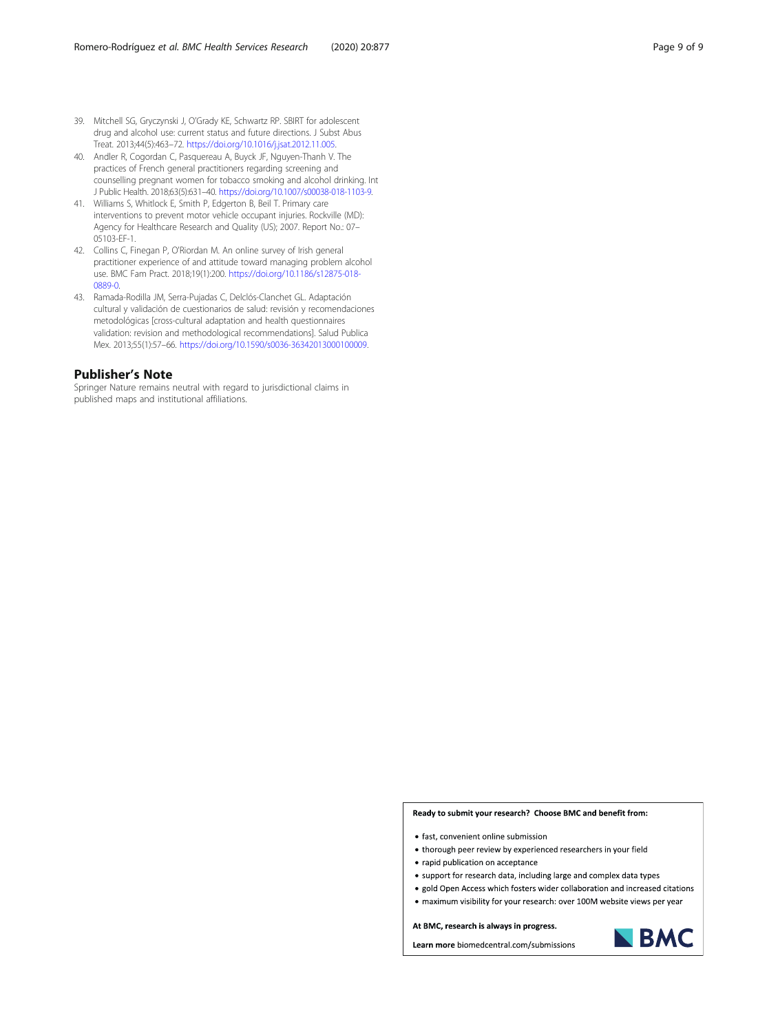39. Mitchell SG, Gryczynski J, O'Grady KE, Schwartz RP. SBIRT for adolescent drug and alcohol use: current status and future directions. J Subst Abus Treat. 2013;44(5):463–72. https://doi.org/10.1016/j.jsat.2012.11.005.
40. Andler R, Cogordan C, Pasquereau A, Buyck JF, Nguyen-Thanh V. The practices of French general practitioners regarding screening and counselling pregnant women for tobacco smoking and alcohol drinking. Int J Public Health. 2018;63(5):631–40. https://doi.org/10.1007/s00038-018-1103-9.
41. Williams S, Whitlock E, Smith P, Edgerton B, Beil T. Primary care interventions to prevent motor vehicle occupant injuries. Rockville (MD): Agency for Healthcare Research and Quality (US); 2007. Report No.: 07–05103-EF-1.
42. Collins C, Finegan P, O'Riordan M. An online survey of Irish general practitioner experience of and attitude toward managing problem alcohol use. BMC Fam Pract. 2018;19(1):200. https://doi.org/10.1186/s12875-018-0889-0.
43. Ramada-Rodilla JM, Serra-Pujadas C, Delclós-Clanchet GL. Adaptación cultural y validación de cuestionarios de salud: revisión y recomendaciones metodológicas [cross-cultural adaptation and health questionnaires validation: revision and methodological recommendations]. Salud Publica Mex. 2013;55(1):57–66. https://doi.org/10.1590/s0036-36342013000100009.

## Publisher's Note

Springer Nature remains neutral with regard to jurisdictional claims in published maps and institutional affiliations.

**Ready to submit your research? Choose BMC and benefit from:**

- fast, convenient online submission
- thorough peer review by experienced researchers in your field
- rapid publication on acceptance
- support for research data, including large and complex data types
- gold Open Access which fosters wider collaboration and increased citations
- maximum visibility for your research: over 100M website views per year

**At BMC, research is always in progress.**

**Learn more** biomedcentral.com/submissions

BMC